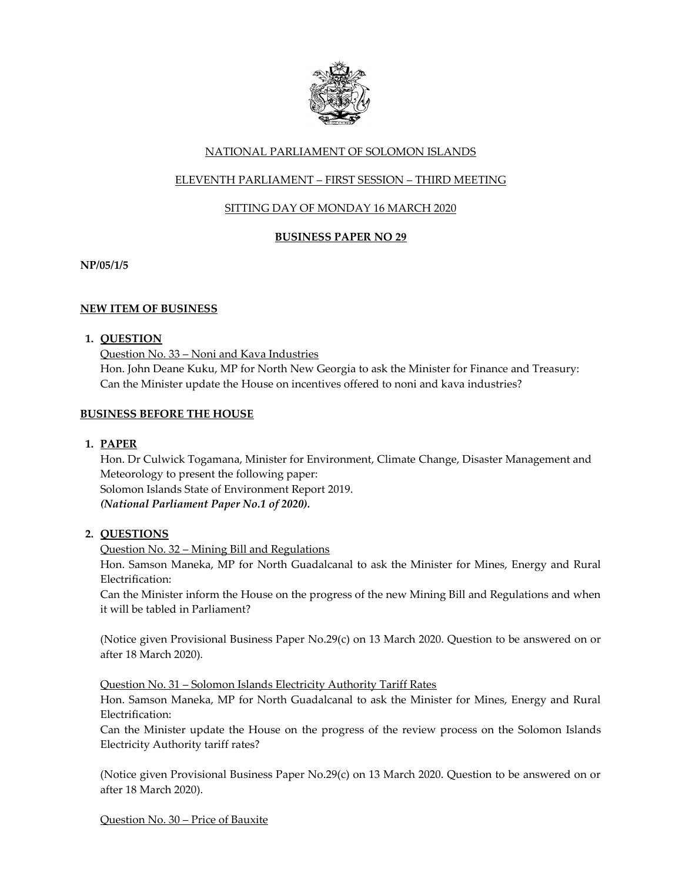NATIONAL PARLIAMENT OF SOLOMON ISLANDS

ELEVENTH PARLIAMENT – FIRST SESSION – THIRD MEETING

SITTING DAY OF MONDAY 16 MARCH 2020

**BUSINESS PAPER NO 29**

**NP/05/1/5**

## NEW ITEM OF BUSINESS

### 1. QUESTION

Question No. 33 – Noni and Kava Industries

Hon. John Deane Kuku, MP for North New Georgia to ask the Minister for Finance and Treasury:
Can the Minister update the House on incentives offered to noni and kava industries?

## BUSINESS BEFORE THE HOUSE

### 1. PAPER

Hon. Dr Culwick Togamana, Minister for Environment, Climate Change, Disaster Management and Meteorology to present the following paper:
Solomon Islands State of Environment Report 2019.
***(National Parliament Paper No.1 of 2020).***

### 2. QUESTIONS

Question No. 32 – Mining Bill and Regulations

Hon. Samson Maneka, MP for North Guadalcanal to ask the Minister for Mines, Energy and Rural Electrification:
Can the Minister inform the House on the progress of the new Mining Bill and Regulations and when it will be tabled in Parliament?

(Notice given Provisional Business Paper No.29(c) on 13 March 2020. Question to be answered on or after 18 March 2020).

Question No. 31 – Solomon Islands Electricity Authority Tariff Rates

Hon. Samson Maneka, MP for North Guadalcanal to ask the Minister for Mines, Energy and Rural Electrification:
Can the Minister update the House on the progress of the review process on the Solomon Islands Electricity Authority tariff rates?

(Notice given Provisional Business Paper No.29(c) on 13 March 2020. Question to be answered on or after 18 March 2020).

Question No. 30 – Price of Bauxite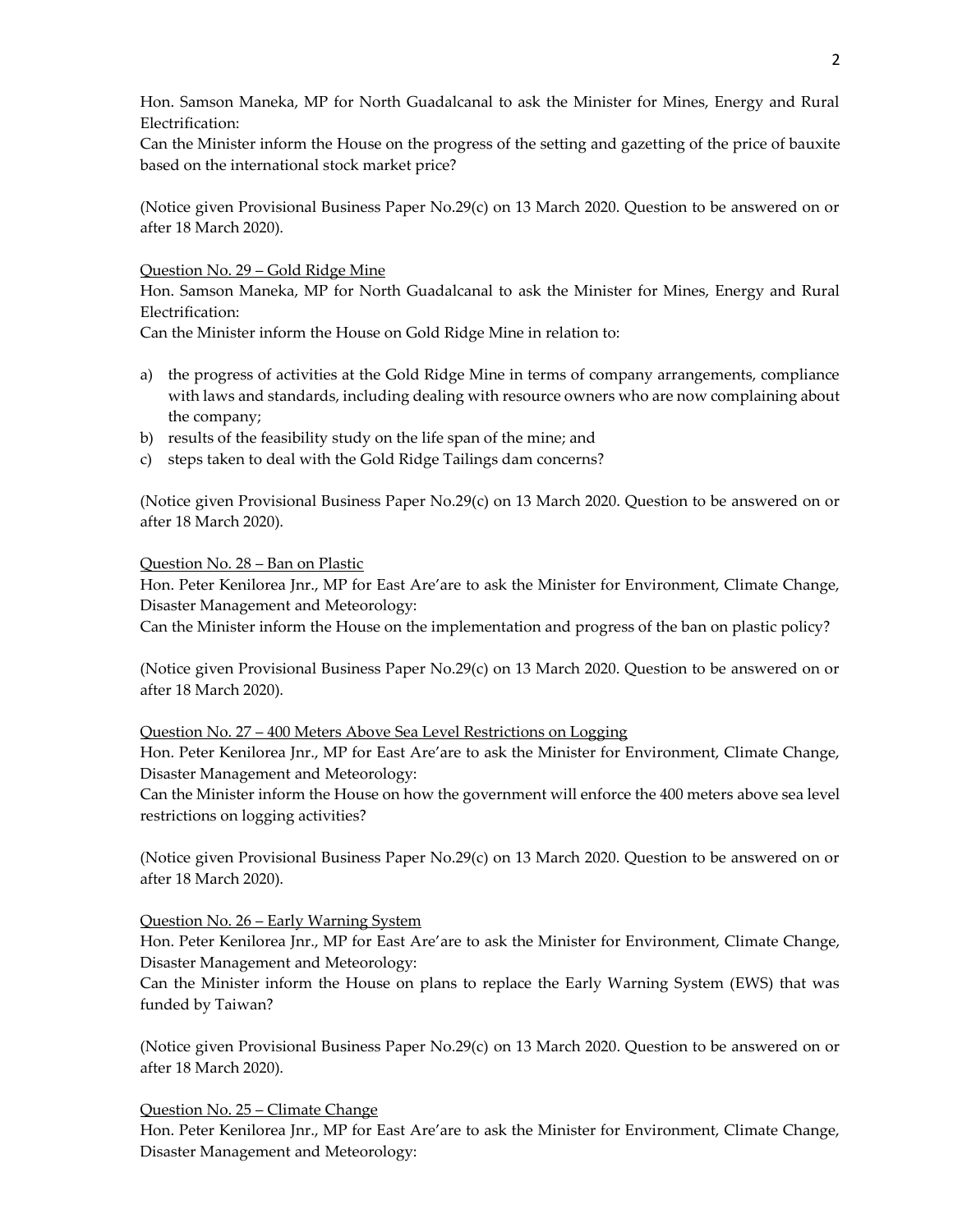Hon. Samson Maneka, MP for North Guadalcanal to ask the Minister for Mines, Energy and Rural Electrification:
Can the Minister inform the House on the progress of the setting and gazetting of the price of bauxite based on the international stock market price?

(Notice given Provisional Business Paper No.29(c) on 13 March 2020. Question to be answered on or after 18 March 2020).

<u>Question No. 29 – Gold Ridge Mine</u>
Hon. Samson Maneka, MP for North Guadalcanal to ask the Minister for Mines, Energy and Rural Electrification:
Can the Minister inform the House on Gold Ridge Mine in relation to:

a) the progress of activities at the Gold Ridge Mine in terms of company arrangements, compliance with laws and standards, including dealing with resource owners who are now complaining about the company;
b) results of the feasibility study on the life span of the mine; and
c) steps taken to deal with the Gold Ridge Tailings dam concerns?

(Notice given Provisional Business Paper No.29(c) on 13 March 2020. Question to be answered on or after 18 March 2020).

<u>Question No. 28 – Ban on Plastic</u>
Hon. Peter Kenilorea Jnr., MP for East Are'are to ask the Minister for Environment, Climate Change, Disaster Management and Meteorology:
Can the Minister inform the House on the implementation and progress of the ban on plastic policy?

(Notice given Provisional Business Paper No.29(c) on 13 March 2020. Question to be answered on or after 18 March 2020).

<u>Question No. 27 – 400 Meters Above Sea Level Restrictions on Logging</u>
Hon. Peter Kenilorea Jnr., MP for East Are'are to ask the Minister for Environment, Climate Change, Disaster Management and Meteorology:
Can the Minister inform the House on how the government will enforce the 400 meters above sea level restrictions on logging activities?

(Notice given Provisional Business Paper No.29(c) on 13 March 2020. Question to be answered on or after 18 March 2020).

<u>Question No. 26 – Early Warning System</u>
Hon. Peter Kenilorea Jnr., MP for East Are'are to ask the Minister for Environment, Climate Change, Disaster Management and Meteorology:
Can the Minister inform the House on plans to replace the Early Warning System (EWS) that was funded by Taiwan?

(Notice given Provisional Business Paper No.29(c) on 13 March 2020. Question to be answered on or after 18 March 2020).

<u>Question No. 25 – Climate Change</u>
Hon. Peter Kenilorea Jnr., MP for East Are'are to ask the Minister for Environment, Climate Change, Disaster Management and Meteorology: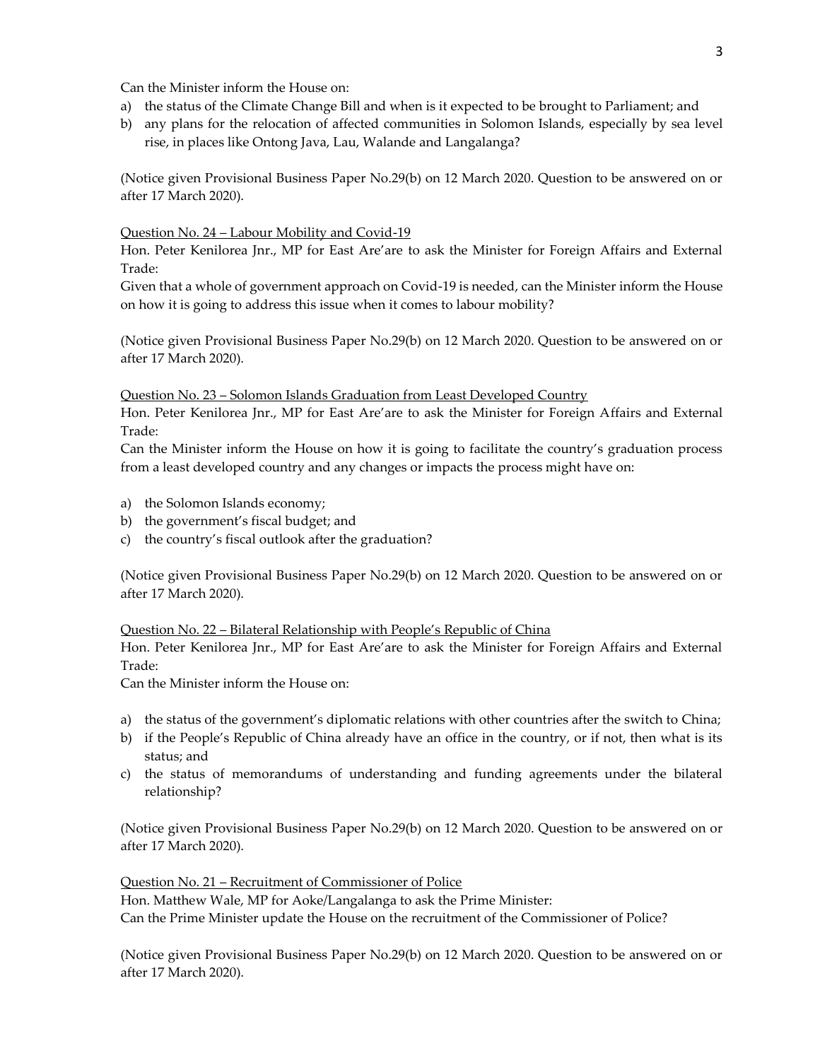Can the Minister inform the House on:

a) the status of the Climate Change Bill and when is it expected to be brought to Parliament; and
b) any plans for the relocation of affected communities in Solomon Islands, especially by sea level rise, in places like Ontong Java, Lau, Walande and Langalanga?

(Notice given Provisional Business Paper No.29(b) on 12 March 2020. Question to be answered on or after 17 March 2020).

Question No. 24 – Labour Mobility and Covid-19

Hon. Peter Kenilorea Jnr., MP for East Are'are to ask the Minister for Foreign Affairs and External Trade:

Given that a whole of government approach on Covid-19 is needed, can the Minister inform the House on how it is going to address this issue when it comes to labour mobility?

(Notice given Provisional Business Paper No.29(b) on 12 March 2020. Question to be answered on or after 17 March 2020).

Question No. 23 – Solomon Islands Graduation from Least Developed Country

Hon. Peter Kenilorea Jnr., MP for East Are'are to ask the Minister for Foreign Affairs and External Trade:

Can the Minister inform the House on how it is going to facilitate the country's graduation process from a least developed country and any changes or impacts the process might have on:

a) the Solomon Islands economy;
b) the government's fiscal budget; and
c) the country's fiscal outlook after the graduation?

(Notice given Provisional Business Paper No.29(b) on 12 March 2020. Question to be answered on or after 17 March 2020).

Question No. 22 – Bilateral Relationship with People's Republic of China

Hon. Peter Kenilorea Jnr., MP for East Are'are to ask the Minister for Foreign Affairs and External Trade:

Can the Minister inform the House on:

a) the status of the government's diplomatic relations with other countries after the switch to China;
b) if the People's Republic of China already have an office in the country, or if not, then what is its status; and
c) the status of memorandums of understanding and funding agreements under the bilateral relationship?

(Notice given Provisional Business Paper No.29(b) on 12 March 2020. Question to be answered on or after 17 March 2020).

Question No. 21 – Recruitment of Commissioner of Police

Hon. Matthew Wale, MP for Aoke/Langalanga to ask the Prime Minister:

Can the Prime Minister update the House on the recruitment of the Commissioner of Police?

(Notice given Provisional Business Paper No.29(b) on 12 March 2020. Question to be answered on or after 17 March 2020).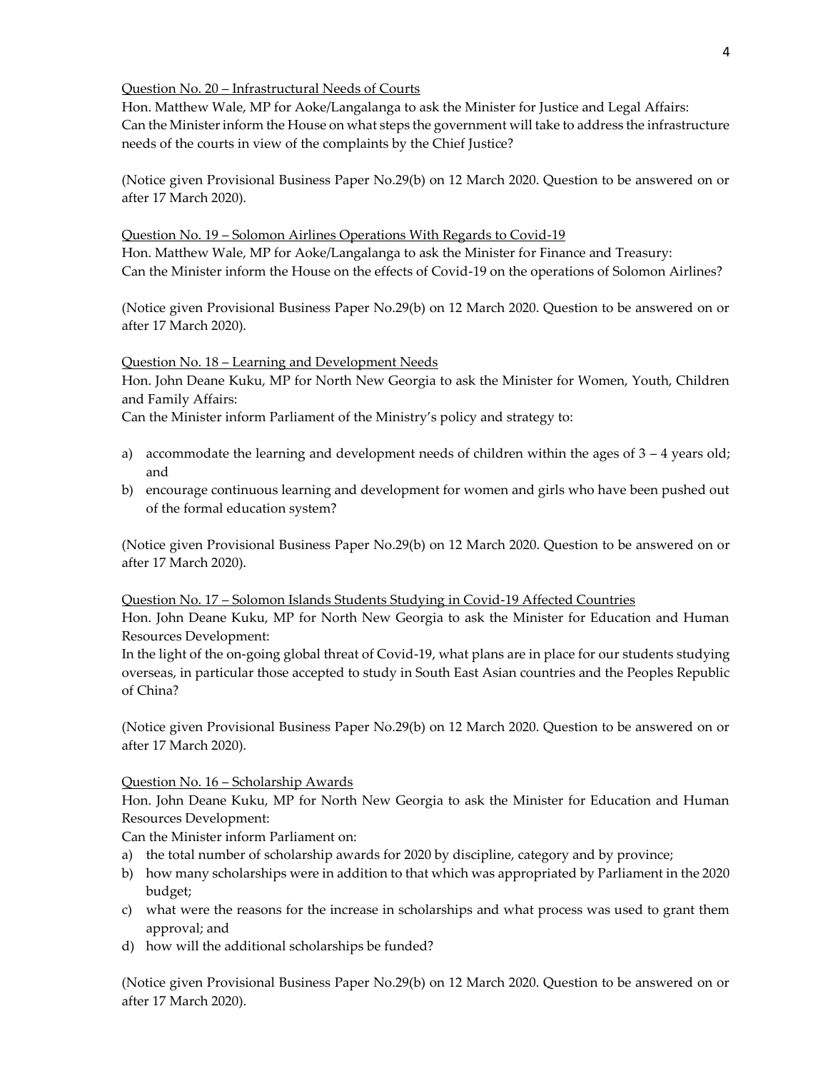<u>Question No. 20 – Infrastructural Needs of Courts</u>

Hon. Matthew Wale, MP for Aoke/Langalanga to ask the Minister for Justice and Legal Affairs:
Can the Minister inform the House on what steps the government will take to address the infrastructure needs of the courts in view of the complaints by the Chief Justice?

(Notice given Provisional Business Paper No.29(b) on 12 March 2020. Question to be answered on or after 17 March 2020).

<u>Question No. 19 – Solomon Airlines Operations With Regards to Covid-19</u>

Hon. Matthew Wale, MP for Aoke/Langalanga to ask the Minister for Finance and Treasury:
Can the Minister inform the House on the effects of Covid-19 on the operations of Solomon Airlines?

(Notice given Provisional Business Paper No.29(b) on 12 March 2020. Question to be answered on or after 17 March 2020).

<u>Question No. 18 – Learning and Development Needs</u>

Hon. John Deane Kuku, MP for North New Georgia to ask the Minister for Women, Youth, Children and Family Affairs:
Can the Minister inform Parliament of the Ministry's policy and strategy to:

a) accommodate the learning and development needs of children within the ages of 3 – 4 years old; and
b) encourage continuous learning and development for women and girls who have been pushed out of the formal education system?

(Notice given Provisional Business Paper No.29(b) on 12 March 2020. Question to be answered on or after 17 March 2020).

<u>Question No. 17 – Solomon Islands Students Studying in Covid-19 Affected Countries</u>

Hon. John Deane Kuku, MP for North New Georgia to ask the Minister for Education and Human Resources Development:
In the light of the on-going global threat of Covid-19, what plans are in place for our students studying overseas, in particular those accepted to study in South East Asian countries and the Peoples Republic of China?

(Notice given Provisional Business Paper No.29(b) on 12 March 2020. Question to be answered on or after 17 March 2020).

<u>Question No. 16 – Scholarship Awards</u>

Hon. John Deane Kuku, MP for North New Georgia to ask the Minister for Education and Human Resources Development:
Can the Minister inform Parliament on:

a) the total number of scholarship awards for 2020 by discipline, category and by province;
b) how many scholarships were in addition to that which was appropriated by Parliament in the 2020 budget;
c) what were the reasons for the increase in scholarships and what process was used to grant them approval; and
d) how will the additional scholarships be funded?

(Notice given Provisional Business Paper No.29(b) on 12 March 2020. Question to be answered on or after 17 March 2020).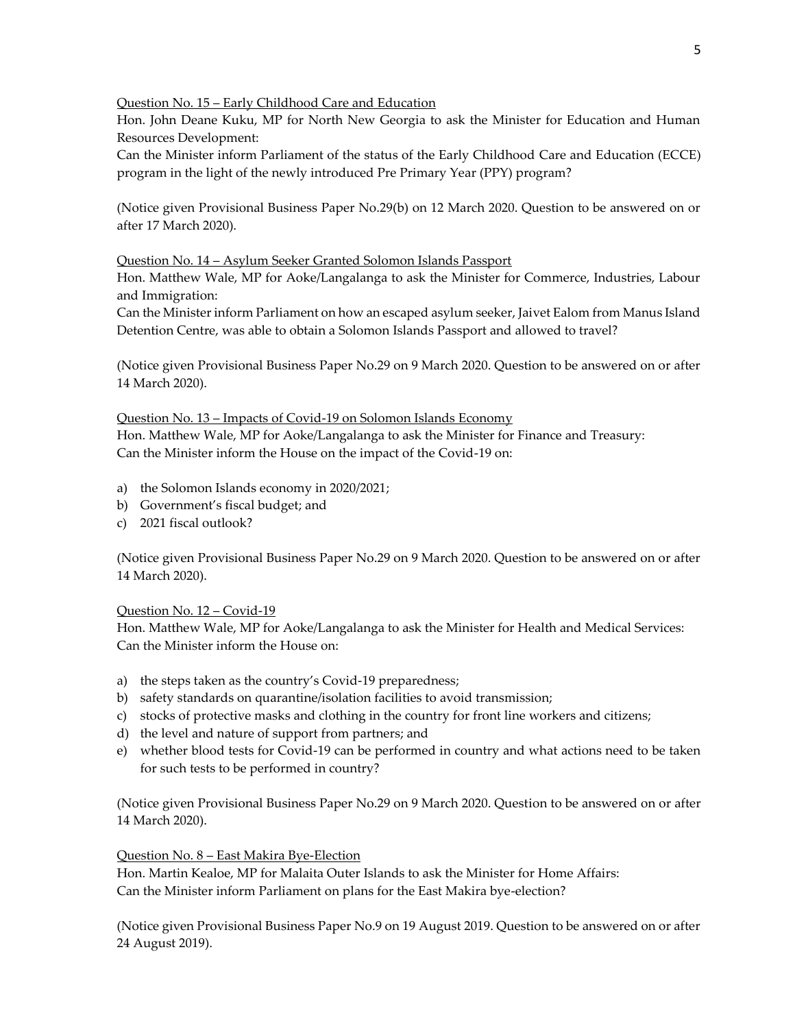<u>Question No. 15 – Early Childhood Care and Education</u>

Hon. John Deane Kuku, MP for North New Georgia to ask the Minister for Education and Human Resources Development:

Can the Minister inform Parliament of the status of the Early Childhood Care and Education (ECCE) program in the light of the newly introduced Pre Primary Year (PPY) program?

(Notice given Provisional Business Paper No.29(b) on 12 March 2020. Question to be answered on or after 17 March 2020).

<u>Question No. 14 – Asylum Seeker Granted Solomon Islands Passport</u>

Hon. Matthew Wale, MP for Aoke/Langalanga to ask the Minister for Commerce, Industries, Labour and Immigration:

Can the Minister inform Parliament on how an escaped asylum seeker, Jaivet Ealom from Manus Island Detention Centre, was able to obtain a Solomon Islands Passport and allowed to travel?

(Notice given Provisional Business Paper No.29 on 9 March 2020. Question to be answered on or after 14 March 2020).

<u>Question No. 13 – Impacts of Covid-19 on Solomon Islands Economy</u>

Hon. Matthew Wale, MP for Aoke/Langalanga to ask the Minister for Finance and Treasury:

Can the Minister inform the House on the impact of the Covid-19 on:

a) the Solomon Islands economy in 2020/2021;
b) Government's fiscal budget; and
c) 2021 fiscal outlook?

(Notice given Provisional Business Paper No.29 on 9 March 2020. Question to be answered on or after 14 March 2020).

<u>Question No. 12 – Covid-19</u>

Hon. Matthew Wale, MP for Aoke/Langalanga to ask the Minister for Health and Medical Services:

Can the Minister inform the House on:

a) the steps taken as the country's Covid-19 preparedness;
b) safety standards on quarantine/isolation facilities to avoid transmission;
c) stocks of protective masks and clothing in the country for front line workers and citizens;
d) the level and nature of support from partners; and
e) whether blood tests for Covid-19 can be performed in country and what actions need to be taken for such tests to be performed in country?

(Notice given Provisional Business Paper No.29 on 9 March 2020. Question to be answered on or after 14 March 2020).

<u>Question No. 8 – East Makira Bye-Election</u>

Hon. Martin Kealoe, MP for Malaita Outer Islands to ask the Minister for Home Affairs:

Can the Minister inform Parliament on plans for the East Makira bye-election?

(Notice given Provisional Business Paper No.9 on 19 August 2019. Question to be answered on or after 24 August 2019).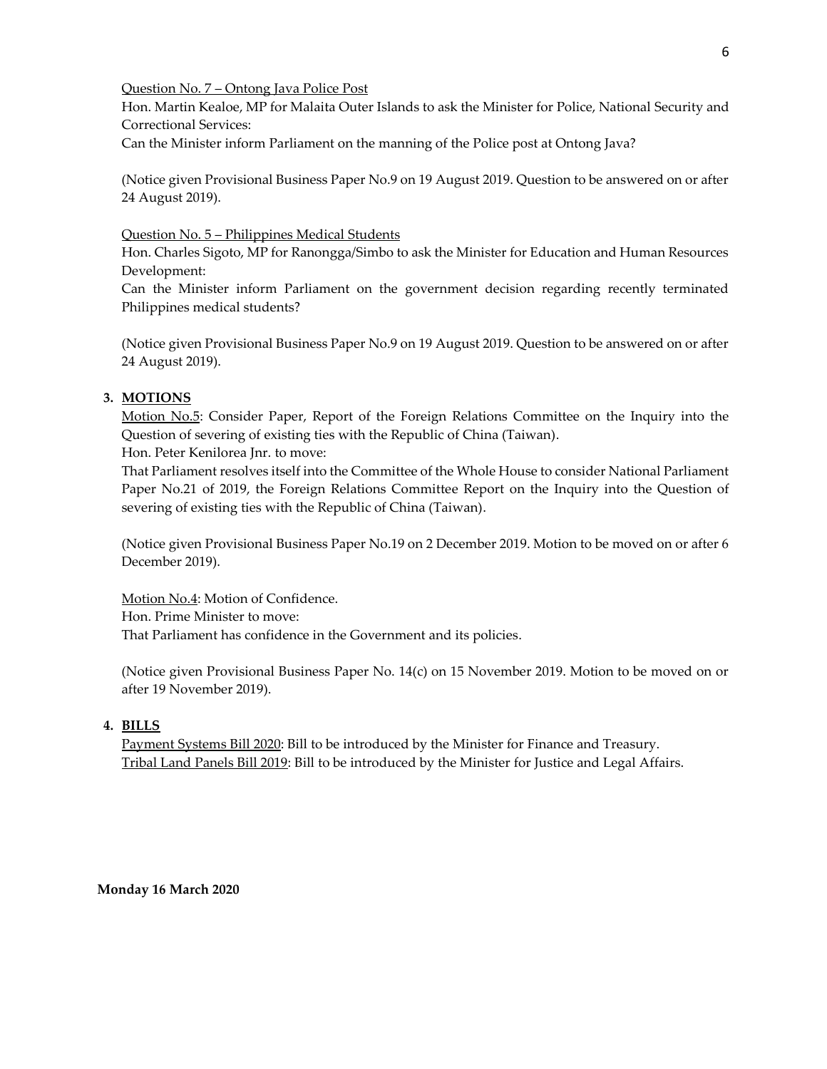Question No. 7 – Ontong Java Police Post

Hon. Martin Kealoe, MP for Malaita Outer Islands to ask the Minister for Police, National Security and Correctional Services:

Can the Minister inform Parliament on the manning of the Police post at Ontong Java?

(Notice given Provisional Business Paper No.9 on 19 August 2019. Question to be answered on or after 24 August 2019).

Question No. 5 – Philippines Medical Students

Hon. Charles Sigoto, MP for Ranongga/Simbo to ask the Minister for Education and Human Resources Development:

Can the Minister inform Parliament on the government decision regarding recently terminated Philippines medical students?

(Notice given Provisional Business Paper No.9 on 19 August 2019. Question to be answered on or after 24 August 2019).

**3. MOTIONS**

Motion No.5: Consider Paper, Report of the Foreign Relations Committee on the Inquiry into the Question of severing of existing ties with the Republic of China (Taiwan).

Hon. Peter Kenilorea Jnr. to move:

That Parliament resolves itself into the Committee of the Whole House to consider National Parliament Paper No.21 of 2019, the Foreign Relations Committee Report on the Inquiry into the Question of severing of existing ties with the Republic of China (Taiwan).

(Notice given Provisional Business Paper No.19 on 2 December 2019. Motion to be moved on or after 6 December 2019).

Motion No.4: Motion of Confidence.

Hon. Prime Minister to move:

That Parliament has confidence in the Government and its policies.

(Notice given Provisional Business Paper No. 14(c) on 15 November 2019. Motion to be moved on or after 19 November 2019).

**4. BILLS**

Payment Systems Bill 2020: Bill to be introduced by the Minister for Finance and Treasury.

Tribal Land Panels Bill 2019: Bill to be introduced by the Minister for Justice and Legal Affairs.

**Monday 16 March 2020**